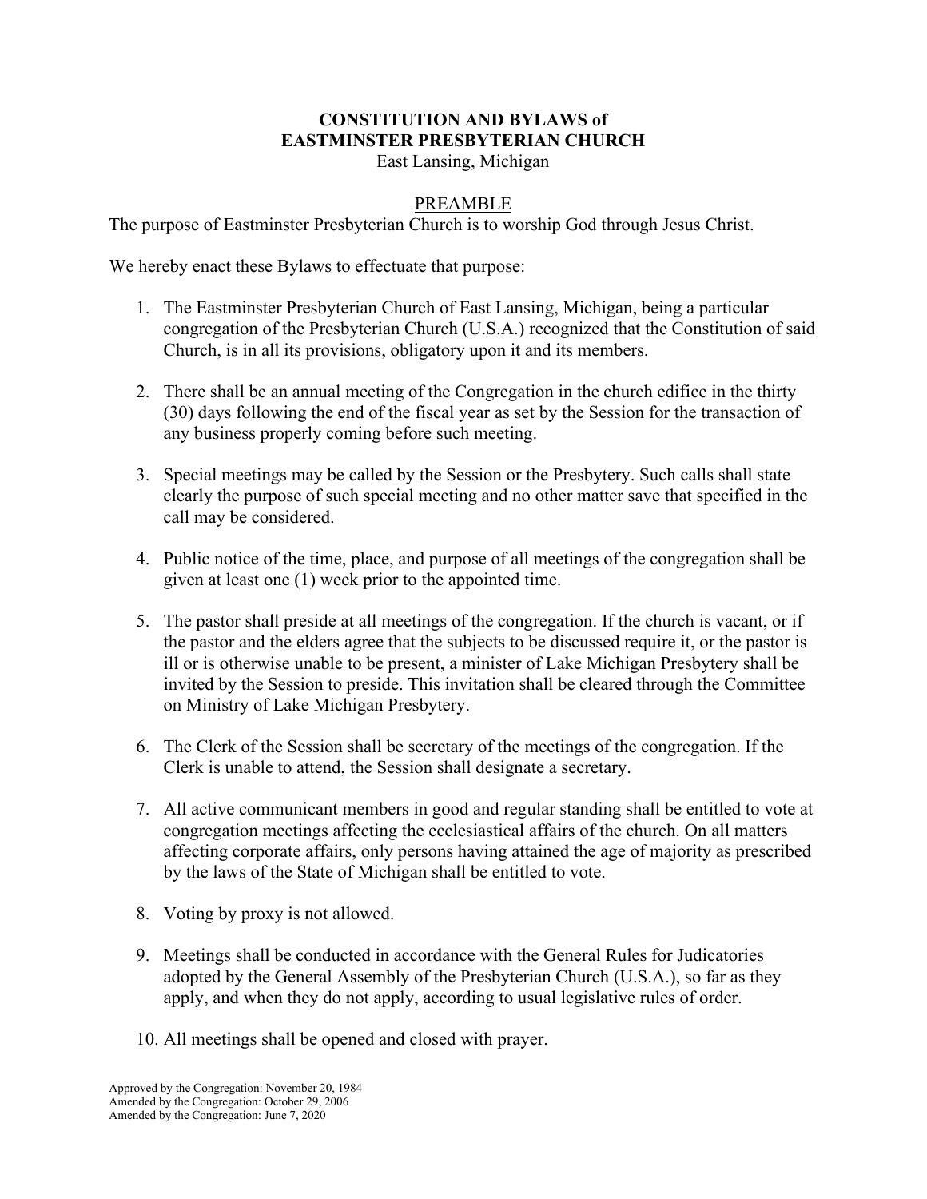# CONSTITUTION AND BYLAWS of EASTMINSTER PRESBYTERIAN CHURCH

East Lansing, Michigan

## PREAMBLE

The purpose of Eastminster Presbyterian Church is to worship God through Jesus Christ.

We hereby enact these Bylaws to effectuate that purpose:

1. The Eastminster Presbyterian Church of East Lansing, Michigan, being a particular congregation of the Presbyterian Church (U.S.A.) recognized that the Constitution of said Church, is in all its provisions, obligatory upon it and its members.

2. There shall be an annual meeting of the Congregation in the church edifice in the thirty (30) days following the end of the fiscal year as set by the Session for the transaction of any business properly coming before such meeting.

3. Special meetings may be called by the Session or the Presbytery. Such calls shall state clearly the purpose of such special meeting and no other matter save that specified in the call may be considered.

4. Public notice of the time, place, and purpose of all meetings of the congregation shall be given at least one (1) week prior to the appointed time.

5. The pastor shall preside at all meetings of the congregation. If the church is vacant, or if the pastor and the elders agree that the subjects to be discussed require it, or the pastor is ill or is otherwise unable to be present, a minister of Lake Michigan Presbytery shall be invited by the Session to preside. This invitation shall be cleared through the Committee on Ministry of Lake Michigan Presbytery.

6. The Clerk of the Session shall be secretary of the meetings of the congregation. If the Clerk is unable to attend, the Session shall designate a secretary.

7. All active communicant members in good and regular standing shall be entitled to vote at congregation meetings affecting the ecclesiastical affairs of the church. On all matters affecting corporate affairs, only persons having attained the age of majority as prescribed by the laws of the State of Michigan shall be entitled to vote.

8. Voting by proxy is not allowed.

9. Meetings shall be conducted in accordance with the General Rules for Judicatories adopted by the General Assembly of the Presbyterian Church (U.S.A.), so far as they apply, and when they do not apply, according to usual legislative rules of order.

10. All meetings shall be opened and closed with prayer.

Approved by the Congregation: November 20, 1984
Amended by the Congregation: October 29, 2006
Amended by the Congregation: June 7, 2020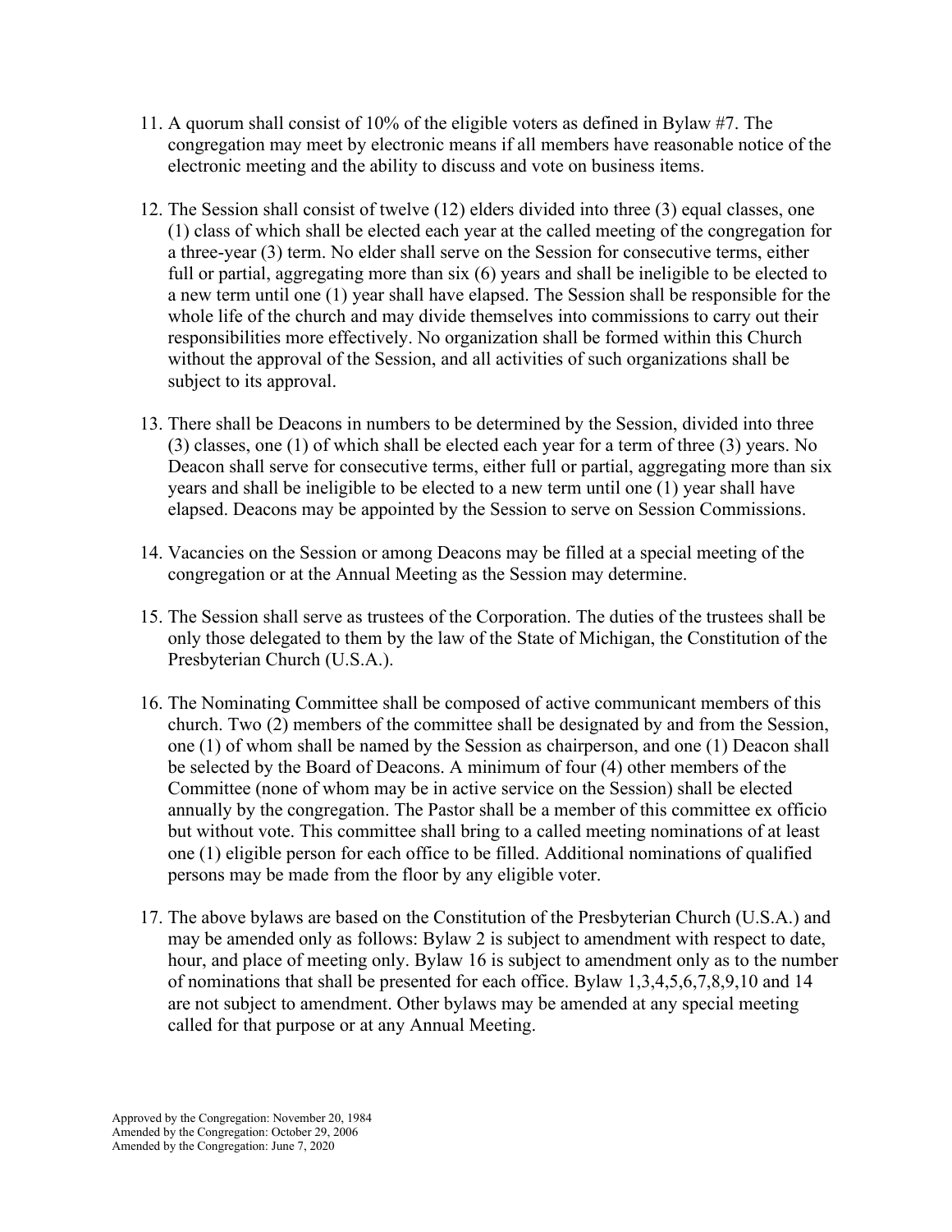11. A quorum shall consist of 10% of the eligible voters as defined in Bylaw #7. The congregation may meet by electronic means if all members have reasonable notice of the electronic meeting and the ability to discuss and vote on business items.

12. The Session shall consist of twelve (12) elders divided into three (3) equal classes, one (1) class of which shall be elected each year at the called meeting of the congregation for a three-year (3) term. No elder shall serve on the Session for consecutive terms, either full or partial, aggregating more than six (6) years and shall be ineligible to be elected to a new term until one (1) year shall have elapsed. The Session shall be responsible for the whole life of the church and may divide themselves into commissions to carry out their responsibilities more effectively. No organization shall be formed within this Church without the approval of the Session, and all activities of such organizations shall be subject to its approval.

13. There shall be Deacons in numbers to be determined by the Session, divided into three (3) classes, one (1) of which shall be elected each year for a term of three (3) years. No Deacon shall serve for consecutive terms, either full or partial, aggregating more than six years and shall be ineligible to be elected to a new term until one (1) year shall have elapsed. Deacons may be appointed by the Session to serve on Session Commissions.

14. Vacancies on the Session or among Deacons may be filled at a special meeting of the congregation or at the Annual Meeting as the Session may determine.

15. The Session shall serve as trustees of the Corporation. The duties of the trustees shall be only those delegated to them by the law of the State of Michigan, the Constitution of the Presbyterian Church (U.S.A.).

16. The Nominating Committee shall be composed of active communicant members of this church. Two (2) members of the committee shall be designated by and from the Session, one (1) of whom shall be named by the Session as chairperson, and one (1) Deacon shall be selected by the Board of Deacons. A minimum of four (4) other members of the Committee (none of whom may be in active service on the Session) shall be elected annually by the congregation. The Pastor shall be a member of this committee ex officio but without vote. This committee shall bring to a called meeting nominations of at least one (1) eligible person for each office to be filled. Additional nominations of qualified persons may be made from the floor by any eligible voter.

17. The above bylaws are based on the Constitution of the Presbyterian Church (U.S.A.) and may be amended only as follows: Bylaw 2 is subject to amendment with respect to date, hour, and place of meeting only. Bylaw 16 is subject to amendment only as to the number of nominations that shall be presented for each office. Bylaw 1,3,4,5,6,7,8,9,10 and 14 are not subject to amendment. Other bylaws may be amended at any special meeting called for that purpose or at any Annual Meeting.

Approved by the Congregation: November 20, 1984
Amended by the Congregation: October 29, 2006
Amended by the Congregation: June 7, 2020